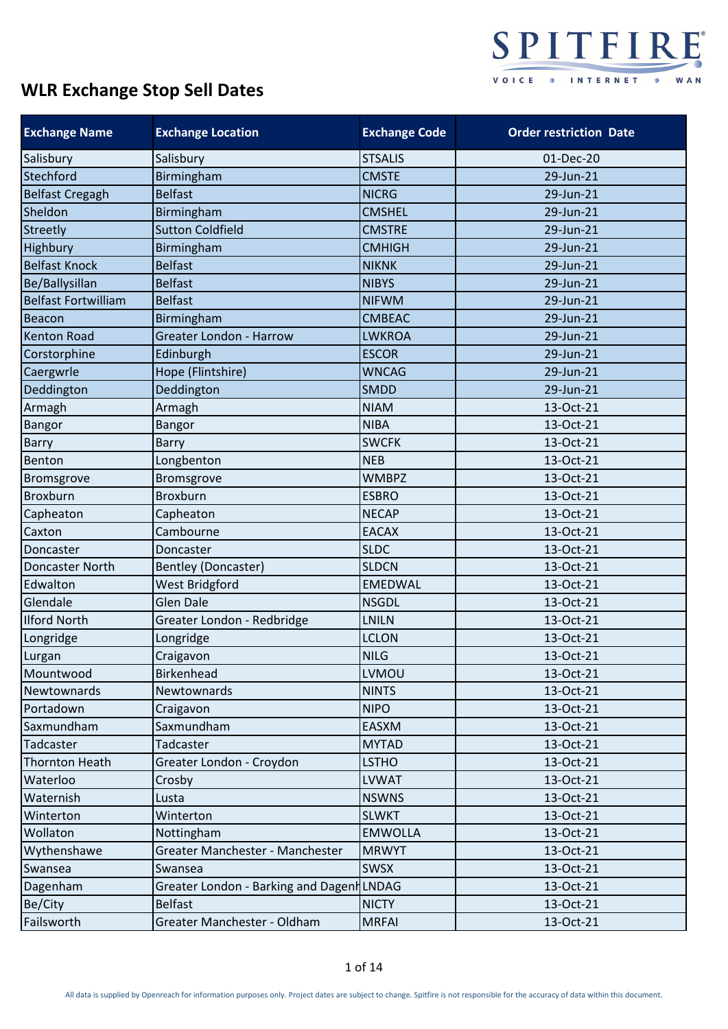# WLR Exchange Stop Sell Dates

| Exchange Name | Exchange Location | Exchange Code | Order restriction Date |
|---|---|---|---|
| Salisbury | Salisbury | STSALIS | 01-Dec-20 |
| Stechford | Birmingham | CMSTE | 29-Jun-21 |
| Belfast Cregagh | Belfast | NICRG | 29-Jun-21 |
| Sheldon | Birmingham | CMSHEL | 29-Jun-21 |
| Streetly | Sutton Coldfield | CMSTRE | 29-Jun-21 |
| Highbury | Birmingham | CMHIGH | 29-Jun-21 |
| Belfast Knock | Belfast | NIKNK | 29-Jun-21 |
| Be/Ballysillan | Belfast | NIBYS | 29-Jun-21 |
| Belfast Fortwilliam | Belfast | NIFWM | 29-Jun-21 |
| Beacon | Birmingham | CMBEAC | 29-Jun-21 |
| Kenton Road | Greater London - Harrow | LWKROA | 29-Jun-21 |
| Corstorphine | Edinburgh | ESCOR | 29-Jun-21 |
| Caergwrle | Hope (Flintshire) | WNCAG | 29-Jun-21 |
| Deddington | Deddington | SMDD | 29-Jun-21 |
| Armagh | Armagh | NIAM | 13-Oct-21 |
| Bangor | Bangor | NIBA | 13-Oct-21 |
| Barry | Barry | SWCFK | 13-Oct-21 |
| Benton | Longbenton | NEB | 13-Oct-21 |
| Bromsgrove | Bromsgrove | WMBPZ | 13-Oct-21 |
| Broxburn | Broxburn | ESBRO | 13-Oct-21 |
| Capheaton | Capheaton | NECAP | 13-Oct-21 |
| Caxton | Cambourne | EACAX | 13-Oct-21 |
| Doncaster | Doncaster | SLDC | 13-Oct-21 |
| Doncaster North | Bentley (Doncaster) | SLDCN | 13-Oct-21 |
| Edwalton | West Bridgford | EMEDWAL | 13-Oct-21 |
| Glendale | Glen Dale | NSGDL | 13-Oct-21 |
| Ilford North | Greater London - Redbridge | LNILN | 13-Oct-21 |
| Longridge | Longridge | LCLON | 13-Oct-21 |
| Lurgan | Craigavon | NILG | 13-Oct-21 |
| Mountwood | Birkenhead | LVMOU | 13-Oct-21 |
| Newtownards | Newtownards | NINTS | 13-Oct-21 |
| Portadown | Craigavon | NIPO | 13-Oct-21 |
| Saxmundham | Saxmundham | EASXM | 13-Oct-21 |
| Tadcaster | Tadcaster | MYTAD | 13-Oct-21 |
| Thornton Heath | Greater London - Croydon | LSTHO | 13-Oct-21 |
| Waterloo | Crosby | LVWAT | 13-Oct-21 |
| Waternish | Lusta | NSWNS | 13-Oct-21 |
| Winterton | Winterton | SLWKT | 13-Oct-21 |
| Wollaton | Nottingham | EMWOLLA | 13-Oct-21 |
| Wythenshawe | Greater Manchester - Manchester | MRWYT | 13-Oct-21 |
| Swansea | Swansea | SWSX | 13-Oct-21 |
| Dagenham | Greater London - Barking and Dagenh | LNDAG | 13-Oct-21 |
| Be/City | Belfast | NICTY | 13-Oct-21 |
| Failsworth | Greater Manchester - Oldham | MRFAI | 13-Oct-21 |

All data is supplied by Openreach for information purposes only. Project dates are subject to change. Spitfire is not responsible for the accuracy of data within this document.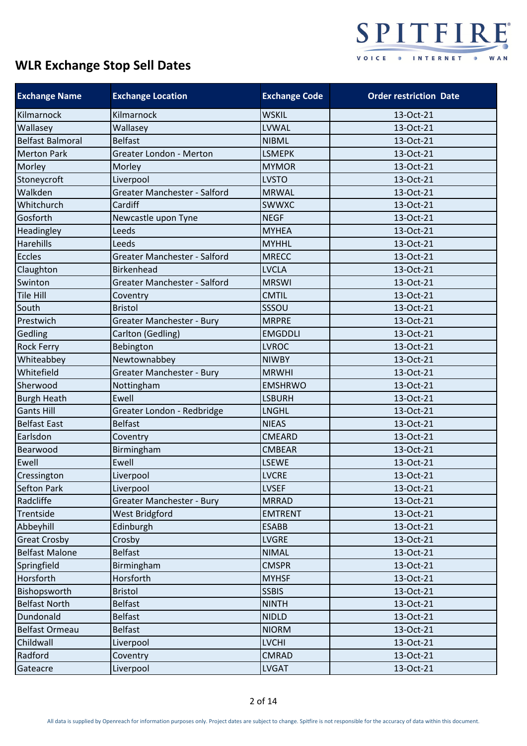# WLR Exchange Stop Sell Dates

| Exchange Name | Exchange Location | Exchange Code | Order restriction Date |
|---|---|---|---|
| Kilmarnock | Kilmarnock | WSKIL | 13-Oct-21 |
| Wallasey | Wallasey | LVWAL | 13-Oct-21 |
| Belfast Balmoral | Belfast | NIBML | 13-Oct-21 |
| Merton Park | Greater London - Merton | LSMEPK | 13-Oct-21 |
| Morley | Morley | MYMOR | 13-Oct-21 |
| Stoneycroft | Liverpool | LVSTO | 13-Oct-21 |
| Walkden | Greater Manchester - Salford | MRWAL | 13-Oct-21 |
| Whitchurch | Cardiff | SWWXC | 13-Oct-21 |
| Gosforth | Newcastle upon Tyne | NEGF | 13-Oct-21 |
| Headingley | Leeds | MYHEA | 13-Oct-21 |
| Harehills | Leeds | MYHHL | 13-Oct-21 |
| Eccles | Greater Manchester - Salford | MRECC | 13-Oct-21 |
| Claughton | Birkenhead | LVCLA | 13-Oct-21 |
| Swinton | Greater Manchester - Salford | MRSWI | 13-Oct-21 |
| Tile Hill | Coventry | CMTIL | 13-Oct-21 |
| South | Bristol | SSSOU | 13-Oct-21 |
| Prestwich | Greater Manchester - Bury | MRPRE | 13-Oct-21 |
| Gedling | Carlton (Gedling) | EMGDDLI | 13-Oct-21 |
| Rock Ferry | Bebington | LVROC | 13-Oct-21 |
| Whiteabbey | Newtownabbey | NIWBY | 13-Oct-21 |
| Whitefield | Greater Manchester - Bury | MRWHI | 13-Oct-21 |
| Sherwood | Nottingham | EMSHRWO | 13-Oct-21 |
| Burgh Heath | Ewell | LSBURH | 13-Oct-21 |
| Gants Hill | Greater London - Redbridge | LNGHL | 13-Oct-21 |
| Belfast East | Belfast | NIEAS | 13-Oct-21 |
| Earlsdon | Coventry | CMEARD | 13-Oct-21 |
| Bearwood | Birmingham | CMBEAR | 13-Oct-21 |
| Ewell | Ewell | LSEWE | 13-Oct-21 |
| Cressington | Liverpool | LVCRE | 13-Oct-21 |
| Sefton Park | Liverpool | LVSEF | 13-Oct-21 |
| Radcliffe | Greater Manchester - Bury | MRRAD | 13-Oct-21 |
| Trentside | West Bridgford | EMTRENT | 13-Oct-21 |
| Abbeyhill | Edinburgh | ESABB | 13-Oct-21 |
| Great Crosby | Crosby | LVGRE | 13-Oct-21 |
| Belfast Malone | Belfast | NIMAL | 13-Oct-21 |
| Springfield | Birmingham | CMSPR | 13-Oct-21 |
| Horsforth | Horsforth | MYHSF | 13-Oct-21 |
| Bishopsworth | Bristol | SSBIS | 13-Oct-21 |
| Belfast North | Belfast | NINTH | 13-Oct-21 |
| Dundonald | Belfast | NIDLD | 13-Oct-21 |
| Belfast Ormeau | Belfast | NIORM | 13-Oct-21 |
| Childwall | Liverpool | LVCHI | 13-Oct-21 |
| Radford | Coventry | CMRAD | 13-Oct-21 |
| Gateacre | Liverpool | LVGAT | 13-Oct-21 |

All data is supplied by Openreach for information purposes only. Project dates are subject to change. Spitfire is not responsible for the accuracy of data within this document.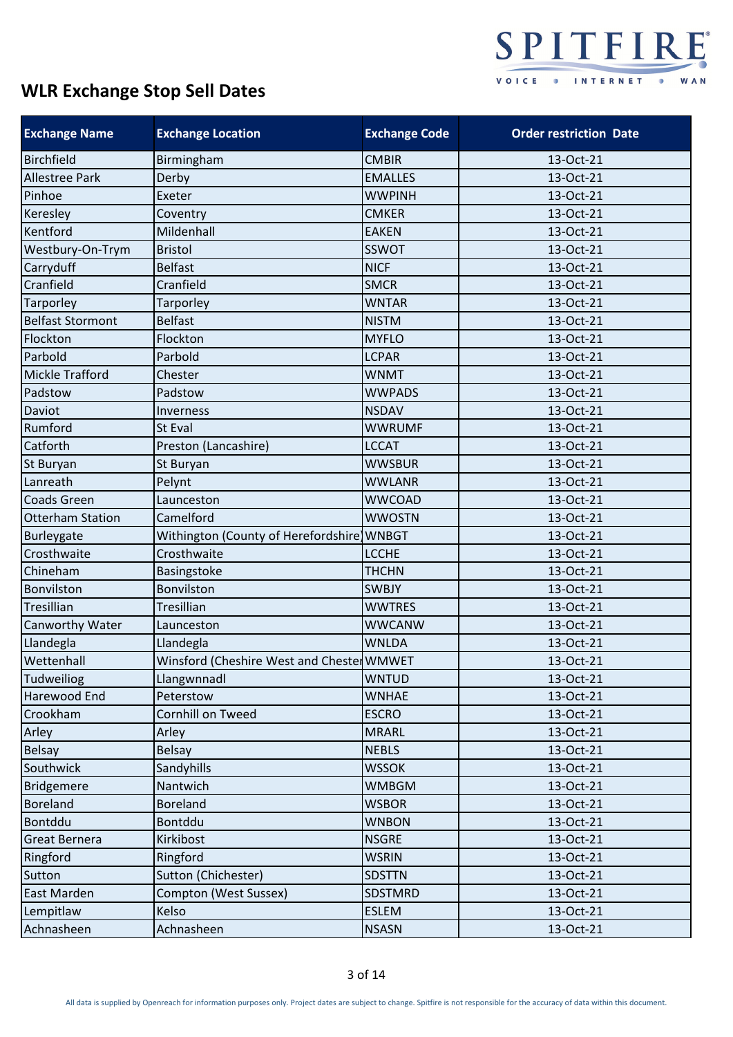# WLR Exchange Stop Sell Dates

| Exchange Name | Exchange Location | Exchange Code | Order restriction Date |
|---|---|---|---|
| Birchfield | Birmingham | CMBIR | 13-Oct-21 |
| Allestree Park | Derby | EMALLES | 13-Oct-21 |
| Pinhoe | Exeter | WWPINH | 13-Oct-21 |
| Keresley | Coventry | CMKER | 13-Oct-21 |
| Kentford | Mildenhall | EAKEN | 13-Oct-21 |
| Westbury-On-Trym | Bristol | SSWOT | 13-Oct-21 |
| Carryduff | Belfast | NICF | 13-Oct-21 |
| Cranfield | Cranfield | SMCR | 13-Oct-21 |
| Tarporley | Tarporley | WNTAR | 13-Oct-21 |
| Belfast Stormont | Belfast | NISTM | 13-Oct-21 |
| Flockton | Flockton | MYFLO | 13-Oct-21 |
| Parbold | Parbold | LCPAR | 13-Oct-21 |
| Mickle Trafford | Chester | WNMT | 13-Oct-21 |
| Padstow | Padstow | WWPADS | 13-Oct-21 |
| Daviot | Inverness | NSDAV | 13-Oct-21 |
| Rumford | St Eval | WWRUMF | 13-Oct-21 |
| Catforth | Preston (Lancashire) | LCCAT | 13-Oct-21 |
| St Buryan | St Buryan | WWSBUR | 13-Oct-21 |
| Lanreath | Pelynt | WWLANR | 13-Oct-21 |
| Coads Green | Launceston | WWCOAD | 13-Oct-21 |
| Otterham Station | Camelford | WWOSTN | 13-Oct-21 |
| Burleygate | Withington (County of Herefordshire | WNBGT | 13-Oct-21 |
| Crosthwaite | Crosthwaite | LCCHE | 13-Oct-21 |
| Chineham | Basingstoke | THCHN | 13-Oct-21 |
| Bonvilston | Bonvilston | SWBJY | 13-Oct-21 |
| Tresillian | Tresillian | WWTRES | 13-Oct-21 |
| Canworthy Water | Launceston | WWCANW | 13-Oct-21 |
| Llandegla | Llandegla | WNLDA | 13-Oct-21 |
| Wettenhall | Winsford (Cheshire West and Chester | WMWET | 13-Oct-21 |
| Tudweiliog | Llangwnnadl | WNTUD | 13-Oct-21 |
| Harewood End | Peterstow | WNHAE | 13-Oct-21 |
| Crookham | Cornhill on Tweed | ESCRO | 13-Oct-21 |
| Arley | Arley | MRARL | 13-Oct-21 |
| Belsay | Belsay | NEBLS | 13-Oct-21 |
| Southwick | Sandyhills | WSSOK | 13-Oct-21 |
| Bridgemere | Nantwich | WMBGM | 13-Oct-21 |
| Boreland | Boreland | WSBOR | 13-Oct-21 |
| Bontddu | Bontddu | WNBON | 13-Oct-21 |
| Great Bernera | Kirkibost | NSGRE | 13-Oct-21 |
| Ringford | Ringford | WSRIN | 13-Oct-21 |
| Sutton | Sutton (Chichester) | SDSTTN | 13-Oct-21 |
| East Marden | Compton (West Sussex) | SDSTMRD | 13-Oct-21 |
| Lempitlaw | Kelso | ESLEM | 13-Oct-21 |
| Achnasheen | Achnasheen | NSASN | 13-Oct-21 |

All data is supplied by Openreach for information purposes only. Project dates are subject to change. Spitfire is not responsible for the accuracy of data within this document.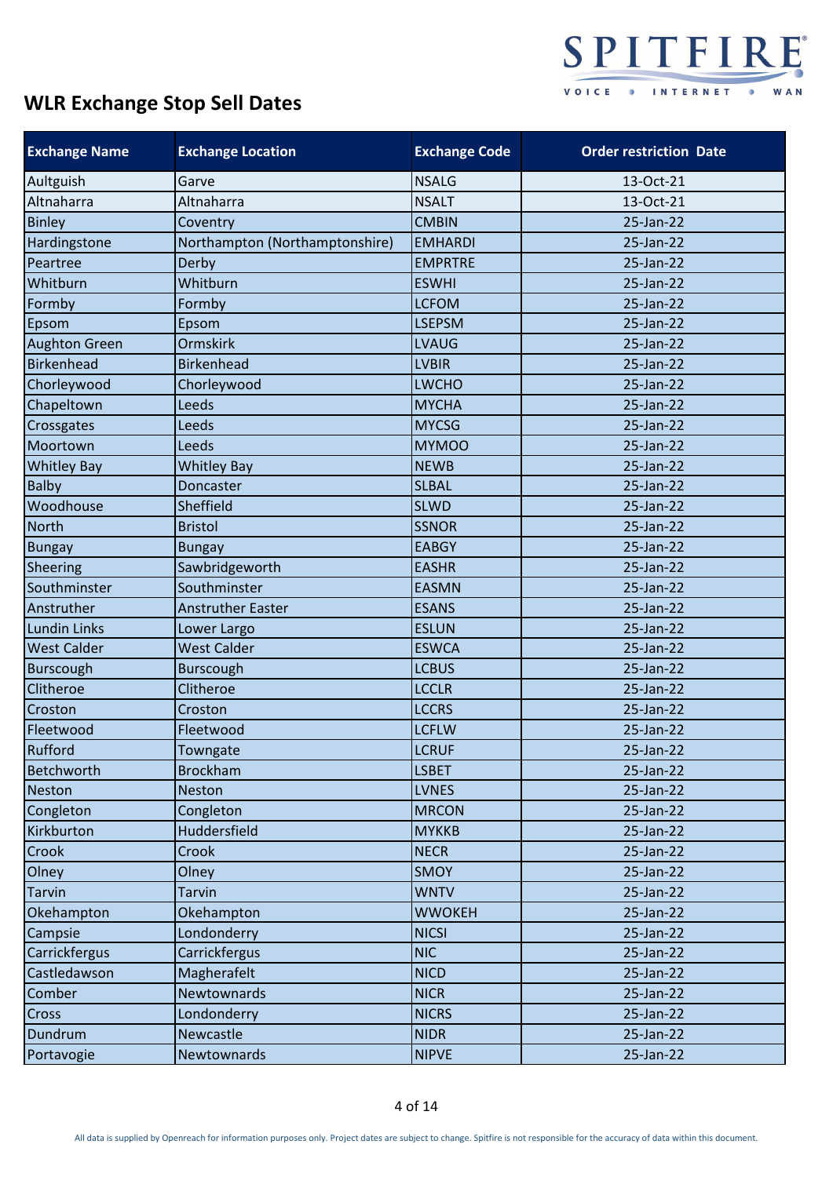# WLR Exchange Stop Sell Dates

| Exchange Name | Exchange Location | Exchange Code | Order restriction Date |
|---|---|---|---|
| Aultguish | Garve | NSALG | 13-Oct-21 |
| Altnaharra | Altnaharra | NSALT | 13-Oct-21 |
| Binley | Coventry | CMBIN | 25-Jan-22 |
| Hardingstone | Northampton (Northamptonshire) | EMHARDI | 25-Jan-22 |
| Peartree | Derby | EMPRTRE | 25-Jan-22 |
| Whitburn | Whitburn | ESWHI | 25-Jan-22 |
| Formby | Formby | LCFOM | 25-Jan-22 |
| Epsom | Epsom | LSEPSM | 25-Jan-22 |
| Aughton Green | Ormskirk | LVAUG | 25-Jan-22 |
| Birkenhead | Birkenhead | LVBIR | 25-Jan-22 |
| Chorleywood | Chorleywood | LWCHO | 25-Jan-22 |
| Chapeltown | Leeds | MYCHA | 25-Jan-22 |
| Crossgates | Leeds | MYCSG | 25-Jan-22 |
| Moortown | Leeds | MYMOO | 25-Jan-22 |
| Whitley Bay | Whitley Bay | NEWB | 25-Jan-22 |
| Balby | Doncaster | SLBAL | 25-Jan-22 |
| Woodhouse | Sheffield | SLWD | 25-Jan-22 |
| North | Bristol | SSNOR | 25-Jan-22 |
| Bungay | Bungay | EABGY | 25-Jan-22 |
| Sheering | Sawbridgeworth | EASHR | 25-Jan-22 |
| Southminster | Southminster | EASMN | 25-Jan-22 |
| Anstruther | Anstruther Easter | ESANS | 25-Jan-22 |
| Lundin Links | Lower Largo | ESLUN | 25-Jan-22 |
| West Calder | West Calder | ESWCA | 25-Jan-22 |
| Burscough | Burscough | LCBUS | 25-Jan-22 |
| Clitheroe | Clitheroe | LCCLR | 25-Jan-22 |
| Croston | Croston | LCCRS | 25-Jan-22 |
| Fleetwood | Fleetwood | LCFLW | 25-Jan-22 |
| Rufford | Towngate | LCRUF | 25-Jan-22 |
| Betchworth | Brockham | LSBET | 25-Jan-22 |
| Neston | Neston | LVNES | 25-Jan-22 |
| Congleton | Congleton | MRCON | 25-Jan-22 |
| Kirkburton | Huddersfield | MYKKB | 25-Jan-22 |
| Crook | Crook | NECR | 25-Jan-22 |
| Olney | Olney | SMOY | 25-Jan-22 |
| Tarvin | Tarvin | WNTV | 25-Jan-22 |
| Okehampton | Okehampton | WWOKEH | 25-Jan-22 |
| Campsie | Londonderry | NICSI | 25-Jan-22 |
| Carrickfergus | Carrickfergus | NIC | 25-Jan-22 |
| Castledawson | Magherafelt | NICD | 25-Jan-22 |
| Comber | Newtownards | NICR | 25-Jan-22 |
| Cross | Londonderry | NICRS | 25-Jan-22 |
| Dundrum | Newcastle | NIDR | 25-Jan-22 |
| Portavogie | Newtownards | NIPVE | 25-Jan-22 |

All data is supplied by Openreach for information purposes only. Project dates are subject to change. Spitfire is not responsible for the accuracy of data within this document.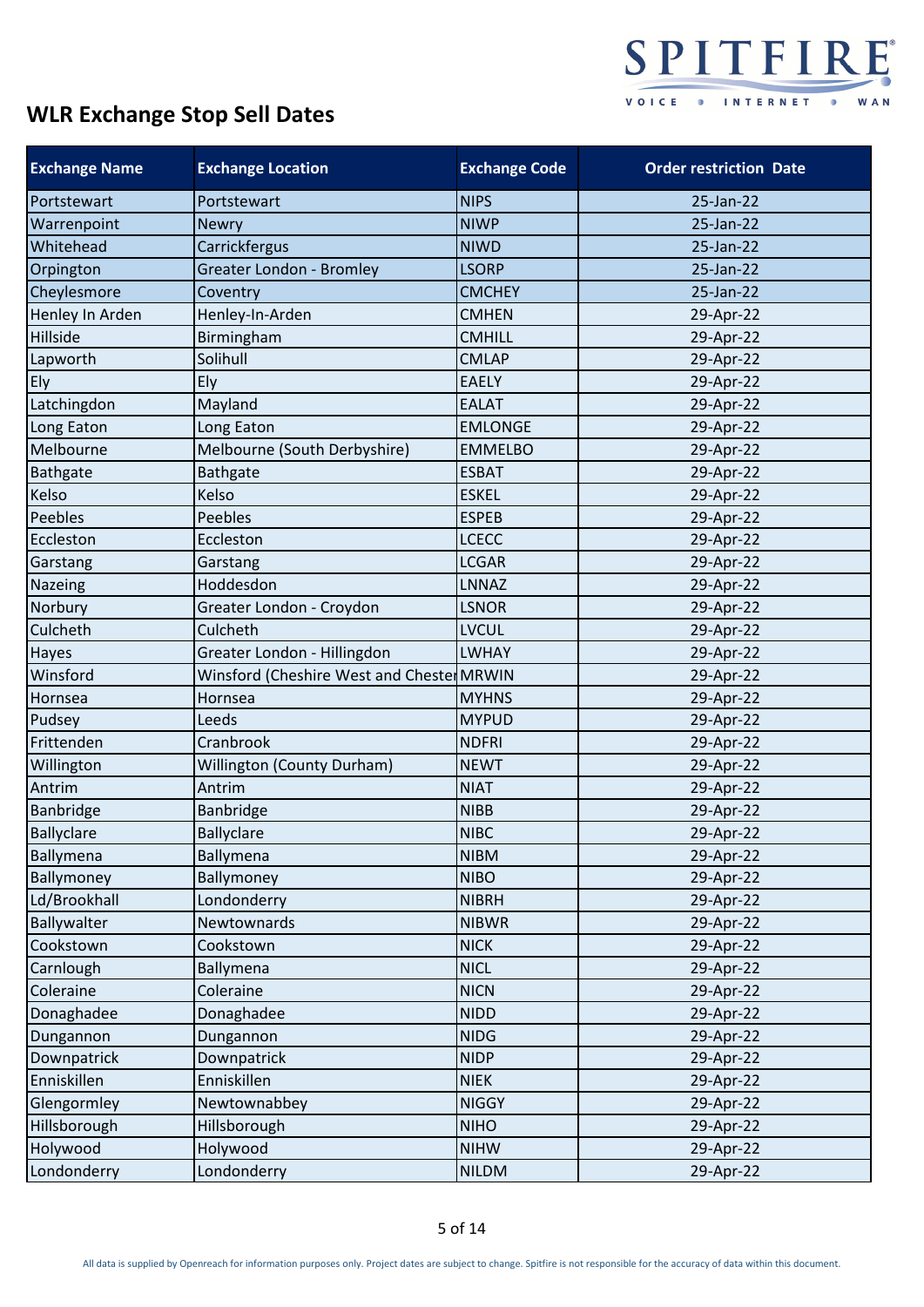# WLR Exchange Stop Sell Dates

| Exchange Name | Exchange Location | Exchange Code | Order restriction Date |
|---|---|---|---|
| Portstewart | Portstewart | NIPS | 25-Jan-22 |
| Warrenpoint | Newry | NIWP | 25-Jan-22 |
| Whitehead | Carrickfergus | NIWD | 25-Jan-22 |
| Orpington | Greater London - Bromley | LSORP | 25-Jan-22 |
| Cheylesmore | Coventry | CMCHEY | 25-Jan-22 |
| Henley In Arden | Henley-In-Arden | CMHEN | 29-Apr-22 |
| Hillside | Birmingham | CMHILL | 29-Apr-22 |
| Lapworth | Solihull | CMLAP | 29-Apr-22 |
| Ely | Ely | EAELY | 29-Apr-22 |
| Latchingdon | Mayland | EALAT | 29-Apr-22 |
| Long Eaton | Long Eaton | EMLONGE | 29-Apr-22 |
| Melbourne | Melbourne (South Derbyshire) | EMMELBO | 29-Apr-22 |
| Bathgate | Bathgate | ESBAT | 29-Apr-22 |
| Kelso | Kelso | ESKEL | 29-Apr-22 |
| Peebles | Peebles | ESPEB | 29-Apr-22 |
| Eccleston | Eccleston | LCECC | 29-Apr-22 |
| Garstang | Garstang | LCGAR | 29-Apr-22 |
| Nazeing | Hoddesdon | LNNAZ | 29-Apr-22 |
| Norbury | Greater London - Croydon | LSNOR | 29-Apr-22 |
| Culcheth | Culcheth | LVCUL | 29-Apr-22 |
| Hayes | Greater London - Hillingdon | LWHAY | 29-Apr-22 |
| Winsford | Winsford (Cheshire West and Chester | MRWIN | 29-Apr-22 |
| Hornsea | Hornsea | MYHNS | 29-Apr-22 |
| Pudsey | Leeds | MYPUD | 29-Apr-22 |
| Frittenden | Cranbrook | NDFRI | 29-Apr-22 |
| Willington | Willington (County Durham) | NEWT | 29-Apr-22 |
| Antrim | Antrim | NIAT | 29-Apr-22 |
| Banbridge | Banbridge | NIBB | 29-Apr-22 |
| Ballyclare | Ballyclare | NIBC | 29-Apr-22 |
| Ballymena | Ballymena | NIBM | 29-Apr-22 |
| Ballymoney | Ballymoney | NIBO | 29-Apr-22 |
| Ld/Brookhall | Londonderry | NIBRH | 29-Apr-22 |
| Ballywalter | Newtownards | NIBWR | 29-Apr-22 |
| Cookstown | Cookstown | NICK | 29-Apr-22 |
| Carnlough | Ballymena | NICL | 29-Apr-22 |
| Coleraine | Coleraine | NICN | 29-Apr-22 |
| Donaghadee | Donaghadee | NIDD | 29-Apr-22 |
| Dungannon | Dungannon | NIDG | 29-Apr-22 |
| Downpatrick | Downpatrick | NIDP | 29-Apr-22 |
| Enniskillen | Enniskillen | NIEK | 29-Apr-22 |
| Glengormley | Newtownabbey | NIGGY | 29-Apr-22 |
| Hillsborough | Hillsborough | NIHO | 29-Apr-22 |
| Holywood | Holywood | NIHW | 29-Apr-22 |
| Londonderry | Londonderry | NILDM | 29-Apr-22 |

All data is supplied by Openreach for information purposes only. Project dates are subject to change. Spitfire is not responsible for the accuracy of data within this document.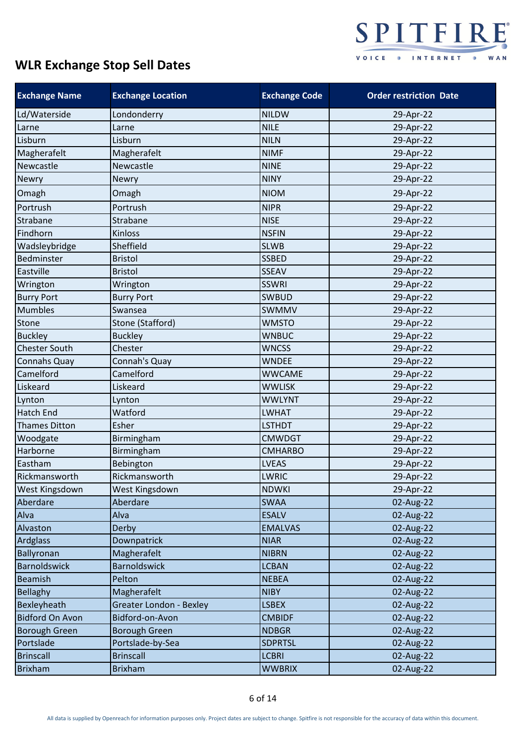## WLR Exchange Stop Sell Dates

| Exchange Name | Exchange Location | Exchange Code | Order restriction Date |
|---|---|---|---|
| Ld/Waterside | Londonderry | NILDW | 29-Apr-22 |
| Larne | Larne | NILE | 29-Apr-22 |
| Lisburn | Lisburn | NILN | 29-Apr-22 |
| Magherafelt | Magherafelt | NIMF | 29-Apr-22 |
| Newcastle | Newcastle | NINE | 29-Apr-22 |
| Newry | Newry | NINY | 29-Apr-22 |
| Omagh | Omagh | NIOM | 29-Apr-22 |
| Portrush | Portrush | NIPR | 29-Apr-22 |
| Strabane | Strabane | NISE | 29-Apr-22 |
| Findhorn | Kinloss | NSFIN | 29-Apr-22 |
| Wadsleybridge | Sheffield | SLWB | 29-Apr-22 |
| Bedminster | Bristol | SSBED | 29-Apr-22 |
| Eastville | Bristol | SSEAV | 29-Apr-22 |
| Wrington | Wrington | SSWRI | 29-Apr-22 |
| Burry Port | Burry Port | SWBUD | 29-Apr-22 |
| Mumbles | Swansea | SWMMV | 29-Apr-22 |
| Stone | Stone (Stafford) | WMSTO | 29-Apr-22 |
| Buckley | Buckley | WNBUC | 29-Apr-22 |
| Chester South | Chester | WNCSS | 29-Apr-22 |
| Connahs Quay | Connah's Quay | WNDEE | 29-Apr-22 |
| Camelford | Camelford | WWCAME | 29-Apr-22 |
| Liskeard | Liskeard | WWLISK | 29-Apr-22 |
| Lynton | Lynton | WWLYNT | 29-Apr-22 |
| Hatch End | Watford | LWHAT | 29-Apr-22 |
| Thames Ditton | Esher | LSTHDT | 29-Apr-22 |
| Woodgate | Birmingham | CMWDGT | 29-Apr-22 |
| Harborne | Birmingham | CMHARBO | 29-Apr-22 |
| Eastham | Bebington | LVEAS | 29-Apr-22 |
| Rickmansworth | Rickmansworth | LWRIC | 29-Apr-22 |
| West Kingsdown | West Kingsdown | NDWKI | 29-Apr-22 |
| Aberdare | Aberdare | SWAA | 02-Aug-22 |
| Alva | Alva | ESALV | 02-Aug-22 |
| Alvaston | Derby | EMALVAS | 02-Aug-22 |
| Ardglass | Downpatrick | NIAR | 02-Aug-22 |
| Ballyronan | Magherafelt | NIBRN | 02-Aug-22 |
| Barnoldswick | Barnoldswick | LCBAN | 02-Aug-22 |
| Beamish | Pelton | NEBEA | 02-Aug-22 |
| Bellaghy | Magherafelt | NIBY | 02-Aug-22 |
| Bexleyheath | Greater London - Bexley | LSBEX | 02-Aug-22 |
| Bidford On Avon | Bidford-on-Avon | CMBIDF | 02-Aug-22 |
| Borough Green | Borough Green | NDBGR | 02-Aug-22 |
| Portslade | Portslade-by-Sea | SDPRTSL | 02-Aug-22 |
| Brinscall | Brinscall | LCBRI | 02-Aug-22 |
| Brixham | Brixham | WWBRIX | 02-Aug-22 |

All data is supplied by Openreach for information purposes only. Project dates are subject to change. Spitfire is not responsible for the accuracy of data within this document.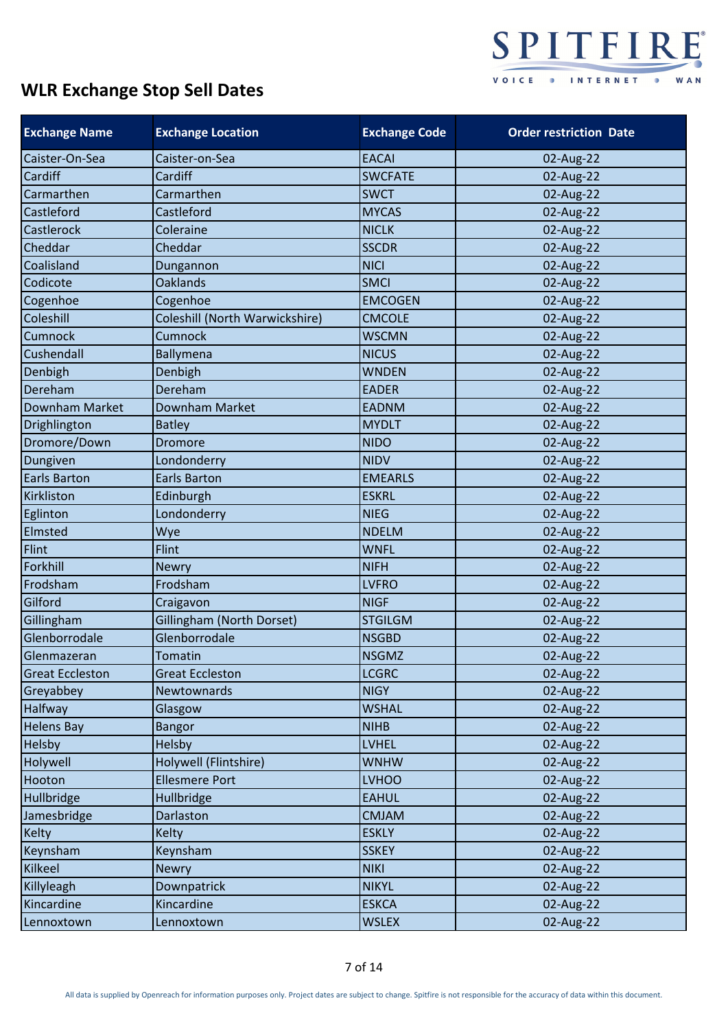# WLR Exchange Stop Sell Dates

| Exchange Name | Exchange Location | Exchange Code | Order restriction Date |
|---|---|---|---|
| Caister-On-Sea | Caister-on-Sea | EACAI | 02-Aug-22 |
| Cardiff | Cardiff | SWCFATE | 02-Aug-22 |
| Carmarthen | Carmarthen | SWCT | 02-Aug-22 |
| Castleford | Castleford | MYCAS | 02-Aug-22 |
| Castlerock | Coleraine | NICLK | 02-Aug-22 |
| Cheddar | Cheddar | SSCDR | 02-Aug-22 |
| Coalisland | Dungannon | NICI | 02-Aug-22 |
| Codicote | Oaklands | SMCI | 02-Aug-22 |
| Cogenhoe | Cogenhoe | EMCOGEN | 02-Aug-22 |
| Coleshill | Coleshill (North Warwickshire) | CMCOLE | 02-Aug-22 |
| Cumnock | Cumnock | WSCMN | 02-Aug-22 |
| Cushendall | Ballymena | NICUS | 02-Aug-22 |
| Denbigh | Denbigh | WNDEN | 02-Aug-22 |
| Dereham | Dereham | EADER | 02-Aug-22 |
| Downham Market | Downham Market | EADNM | 02-Aug-22 |
| Drighlington | Batley | MYDLT | 02-Aug-22 |
| Dromore/Down | Dromore | NIDO | 02-Aug-22 |
| Dungiven | Londonderry | NIDV | 02-Aug-22 |
| Earls Barton | Earls Barton | EMEARLS | 02-Aug-22 |
| Kirkliston | Edinburgh | ESKRL | 02-Aug-22 |
| Eglinton | Londonderry | NIEG | 02-Aug-22 |
| Elmsted | Wye | NDELM | 02-Aug-22 |
| Flint | Flint | WNFL | 02-Aug-22 |
| Forkhill | Newry | NIFH | 02-Aug-22 |
| Frodsham | Frodsham | LVFRO | 02-Aug-22 |
| Gilford | Craigavon | NIGF | 02-Aug-22 |
| Gillingham | Gillingham (North Dorset) | STGILGM | 02-Aug-22 |
| Glenborrodale | Glenborrodale | NSGBD | 02-Aug-22 |
| Glenmazeran | Tomatin | NSGMZ | 02-Aug-22 |
| Great Eccleston | Great Eccleston | LCGRC | 02-Aug-22 |
| Greyabbey | Newtownards | NIGY | 02-Aug-22 |
| Halfway | Glasgow | WSHAL | 02-Aug-22 |
| Helens Bay | Bangor | NIHB | 02-Aug-22 |
| Helsby | Helsby | LVHEL | 02-Aug-22 |
| Holywell | Holywell (Flintshire) | WNHW | 02-Aug-22 |
| Hooton | Ellesmere Port | LVHOO | 02-Aug-22 |
| Hullbridge | Hullbridge | EAHUL | 02-Aug-22 |
| Jamesbridge | Darlaston | CMJAM | 02-Aug-22 |
| Kelty | Kelty | ESKLY | 02-Aug-22 |
| Keynsham | Keynsham | SSKEY | 02-Aug-22 |
| Kilkeel | Newry | NIKI | 02-Aug-22 |
| Killyleagh | Downpatrick | NIKYL | 02-Aug-22 |
| Kincardine | Kincardine | ESKCA | 02-Aug-22 |
| Lennoxtown | Lennoxtown | WSLEX | 02-Aug-22 |

All data is supplied by Openreach for information purposes only. Project dates are subject to change. Spitfire is not responsible for the accuracy of data within this document.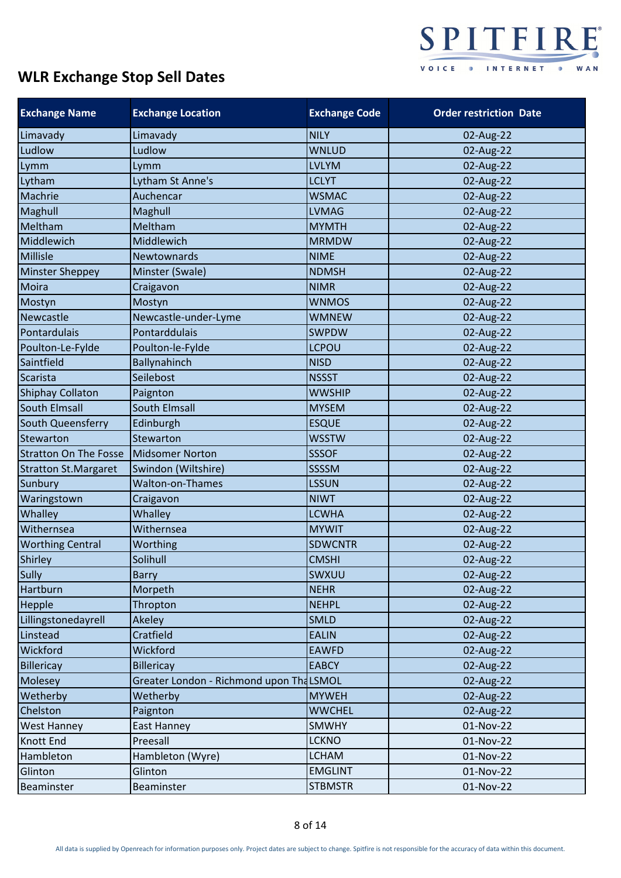# WLR Exchange Stop Sell Dates

| Exchange Name | Exchange Location | Exchange Code | Order restriction Date |
|---|---|---|---|
| Limavady | Limavady | NILY | 02-Aug-22 |
| Ludlow | Ludlow | WNLUD | 02-Aug-22 |
| Lymm | Lymm | LVLYM | 02-Aug-22 |
| Lytham | Lytham St Anne's | LCLYT | 02-Aug-22 |
| Machrie | Auchencar | WSMAC | 02-Aug-22 |
| Maghull | Maghull | LVMAG | 02-Aug-22 |
| Meltham | Meltham | MYMTH | 02-Aug-22 |
| Middlewich | Middlewich | MRMDW | 02-Aug-22 |
| Millisle | Newtownards | NIME | 02-Aug-22 |
| Minster Sheppey | Minster (Swale) | NDMSH | 02-Aug-22 |
| Moira | Craigavon | NIMR | 02-Aug-22 |
| Mostyn | Mostyn | WNMOS | 02-Aug-22 |
| Newcastle | Newcastle-under-Lyme | WMNEW | 02-Aug-22 |
| Pontardulais | Pontarddulais | SWPDW | 02-Aug-22 |
| Poulton-Le-Fylde | Poulton-le-Fylde | LCPOU | 02-Aug-22 |
| Saintfield | Ballynahinch | NISD | 02-Aug-22 |
| Scarista | Seilebost | NSSST | 02-Aug-22 |
| Shiphay Collaton | Paignton | WWSHIP | 02-Aug-22 |
| South Elmsall | South Elmsall | MYSEM | 02-Aug-22 |
| South Queensferry | Edinburgh | ESQUE | 02-Aug-22 |
| Stewarton | Stewarton | WSSTW | 02-Aug-22 |
| Stratton On The Fosse | Midsomer Norton | SSSOF | 02-Aug-22 |
| Stratton St.Margaret | Swindon (Wiltshire) | SSSSM | 02-Aug-22 |
| Sunbury | Walton-on-Thames | LSSUN | 02-Aug-22 |
| Waringstown | Craigavon | NIWT | 02-Aug-22 |
| Whalley | Whalley | LCWHA | 02-Aug-22 |
| Withernsea | Withernsea | MYWIT | 02-Aug-22 |
| Worthing Central | Worthing | SDWCNTR | 02-Aug-22 |
| Shirley | Solihull | CMSHI | 02-Aug-22 |
| Sully | Barry | SWXUU | 02-Aug-22 |
| Hartburn | Morpeth | NEHR | 02-Aug-22 |
| Hepple | Thropton | NEHPL | 02-Aug-22 |
| Lillingstonedayrell | Akeley | SMLD | 02-Aug-22 |
| Linstead | Cratfield | EALIN | 02-Aug-22 |
| Wickford | Wickford | EAWFD | 02-Aug-22 |
| Billericay | Billericay | EABCY | 02-Aug-22 |
| Molesey | Greater London - Richmond upon Tha | LSMOL | 02-Aug-22 |
| Wetherby | Wetherby | MYWEH | 02-Aug-22 |
| Chelston | Paignton | WWCHEL | 02-Aug-22 |
| West Hanney | East Hanney | SMWHY | 01-Nov-22 |
| Knott End | Preesall | LCKNO | 01-Nov-22 |
| Hambleton | Hambleton (Wyre) | LCHAM | 01-Nov-22 |
| Glinton | Glinton | EMGLINT | 01-Nov-22 |
| Beaminster | Beaminster | STBMSTR | 01-Nov-22 |

All data is supplied by Openreach for information purposes only. Project dates are subject to change. Spitfire is not responsible for the accuracy of data within this document.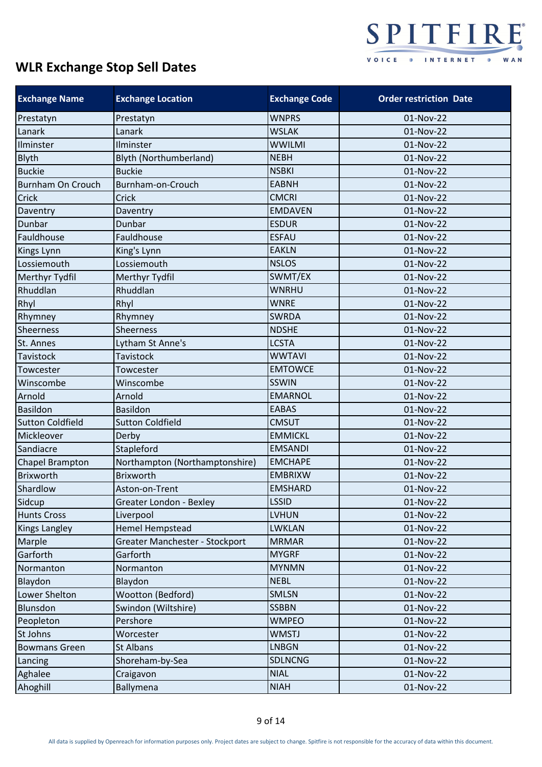## WLR Exchange Stop Sell Dates

| Exchange Name | Exchange Location | Exchange Code | Order restriction Date |
|---|---|---|---|
| Prestatyn | Prestatyn | WNPRS | 01-Nov-22 |
| Lanark | Lanark | WSLAK | 01-Nov-22 |
| Ilminster | Ilminster | WWILMI | 01-Nov-22 |
| Blyth | Blyth (Northumberland) | NEBH | 01-Nov-22 |
| Buckie | Buckie | NSBKI | 01-Nov-22 |
| Burnham On Crouch | Burnham-on-Crouch | EABNH | 01-Nov-22 |
| Crick | Crick | CMCRI | 01-Nov-22 |
| Daventry | Daventry | EMDAVEN | 01-Nov-22 |
| Dunbar | Dunbar | ESDUR | 01-Nov-22 |
| Fauldhouse | Fauldhouse | ESFAU | 01-Nov-22 |
| Kings Lynn | King's Lynn | EAKLN | 01-Nov-22 |
| Lossiemouth | Lossiemouth | NSLOS | 01-Nov-22 |
| Merthyr Tydfil | Merthyr Tydfil | SWMT/EX | 01-Nov-22 |
| Rhuddlan | Rhuddlan | WNRHU | 01-Nov-22 |
| Rhyl | Rhyl | WNRE | 01-Nov-22 |
| Rhymney | Rhymney | SWRDA | 01-Nov-22 |
| Sheerness | Sheerness | NDSHE | 01-Nov-22 |
| St. Annes | Lytham St Anne's | LCSTA | 01-Nov-22 |
| Tavistock | Tavistock | WWTAVI | 01-Nov-22 |
| Towcester | Towcester | EMTOWCE | 01-Nov-22 |
| Winscombe | Winscombe | SSWIN | 01-Nov-22 |
| Arnold | Arnold | EMARNOL | 01-Nov-22 |
| Basildon | Basildon | EABAS | 01-Nov-22 |
| Sutton Coldfield | Sutton Coldfield | CMSUT | 01-Nov-22 |
| Mickleover | Derby | EMMICKL | 01-Nov-22 |
| Sandiacre | Stapleford | EMSANDI | 01-Nov-22 |
| Chapel Brampton | Northampton (Northamptonshire) | EMCHAPE | 01-Nov-22 |
| Brixworth | Brixworth | EMBRIXW | 01-Nov-22 |
| Shardlow | Aston-on-Trent | EMSHARD | 01-Nov-22 |
| Sidcup | Greater London - Bexley | LSSID | 01-Nov-22 |
| Hunts Cross | Liverpool | LVHUN | 01-Nov-22 |
| Kings Langley | Hemel Hempstead | LWKLAN | 01-Nov-22 |
| Marple | Greater Manchester - Stockport | MRMAR | 01-Nov-22 |
| Garforth | Garforth | MYGRF | 01-Nov-22 |
| Normanton | Normanton | MYNMN | 01-Nov-22 |
| Blaydon | Blaydon | NEBL | 01-Nov-22 |
| Lower Shelton | Wootton (Bedford) | SMLSN | 01-Nov-22 |
| Blunsdon | Swindon (Wiltshire) | SSBBN | 01-Nov-22 |
| Peopleton | Pershore | WMPEO | 01-Nov-22 |
| St Johns | Worcester | WMSTJ | 01-Nov-22 |
| Bowmans Green | St Albans | LNBGN | 01-Nov-22 |
| Lancing | Shoreham-by-Sea | SDLNCNG | 01-Nov-22 |
| Aghalee | Craigavon | NIAL | 01-Nov-22 |
| Ahoghill | Ballymena | NIAH | 01-Nov-22 |

All data is supplied by Openreach for information purposes only. Project dates are subject to change. Spitfire is not responsible for the accuracy of data within this document.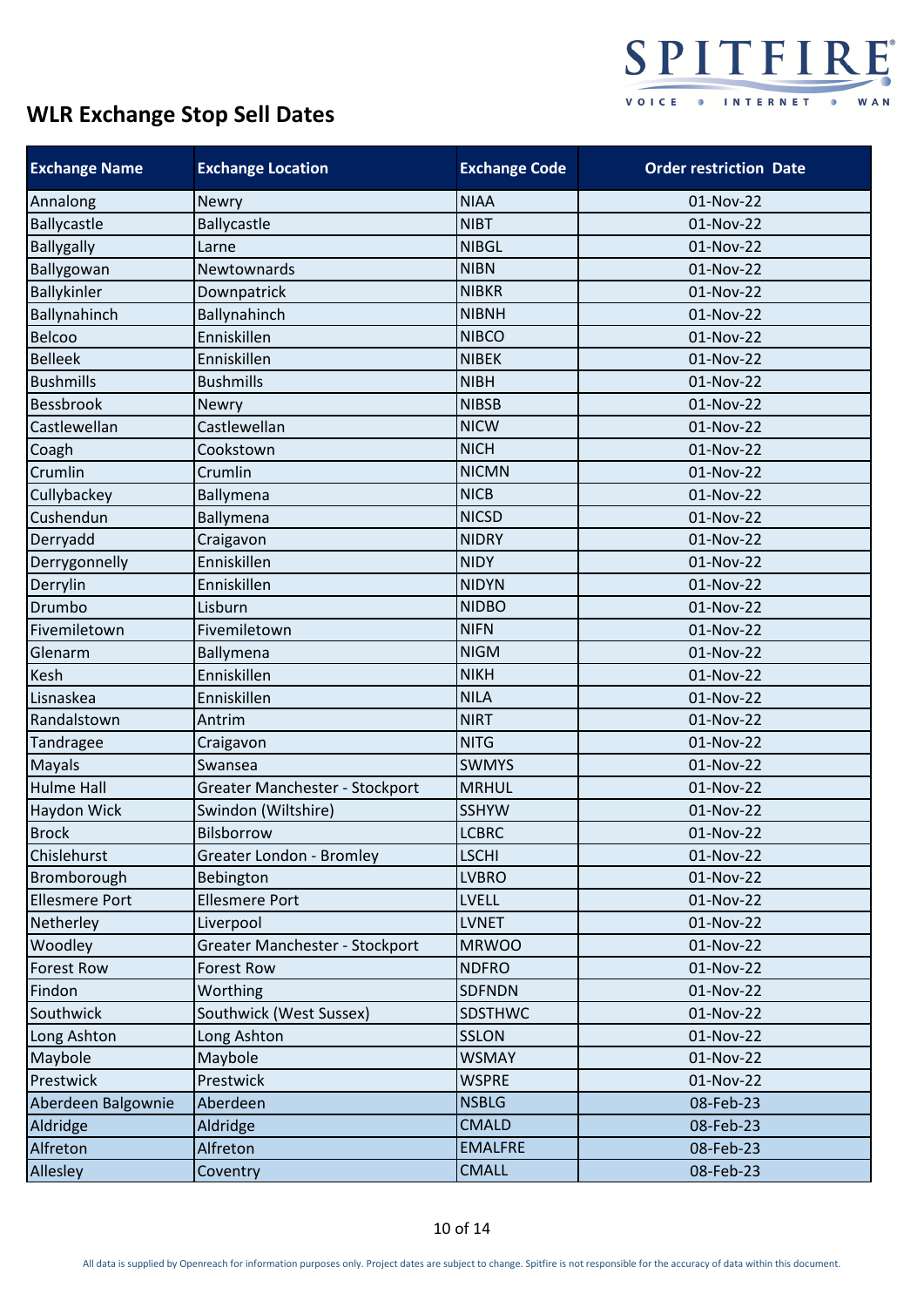# WLR Exchange Stop Sell Dates

| Exchange Name | Exchange Location | Exchange Code | Order restriction Date |
|---|---|---|---|
| Annalong | Newry | NIAA | 01-Nov-22 |
| Ballycastle | Ballycastle | NIBT | 01-Nov-22 |
| Ballygally | Larne | NIBGL | 01-Nov-22 |
| Ballygowan | Newtownards | NIBN | 01-Nov-22 |
| Ballykinler | Downpatrick | NIBKR | 01-Nov-22 |
| Ballynahinch | Ballynahinch | NIBNH | 01-Nov-22 |
| Belcoo | Enniskillen | NIBCO | 01-Nov-22 |
| Belleek | Enniskillen | NIBEK | 01-Nov-22 |
| Bushmills | Bushmills | NIBH | 01-Nov-22 |
| Bessbrook | Newry | NIBSB | 01-Nov-22 |
| Castlewellan | Castlewellan | NICW | 01-Nov-22 |
| Coagh | Cookstown | NICH | 01-Nov-22 |
| Crumlin | Crumlin | NICMN | 01-Nov-22 |
| Cullybackey | Ballymena | NICB | 01-Nov-22 |
| Cushendun | Ballymena | NICSD | 01-Nov-22 |
| Derryadd | Craigavon | NIDRY | 01-Nov-22 |
| Derrygonnelly | Enniskillen | NIDY | 01-Nov-22 |
| Derrylin | Enniskillen | NIDYN | 01-Nov-22 |
| Drumbo | Lisburn | NIDBO | 01-Nov-22 |
| Fivemiletown | Fivemiletown | NIFN | 01-Nov-22 |
| Glenarm | Ballymena | NIGM | 01-Nov-22 |
| Kesh | Enniskillen | NIKH | 01-Nov-22 |
| Lisnaskea | Enniskillen | NILA | 01-Nov-22 |
| Randalstown | Antrim | NIRT | 01-Nov-22 |
| Tandragee | Craigavon | NITG | 01-Nov-22 |
| Mayals | Swansea | SWMYS | 01-Nov-22 |
| Hulme Hall | Greater Manchester - Stockport | MRHUL | 01-Nov-22 |
| Haydon Wick | Swindon (Wiltshire) | SSHYW | 01-Nov-22 |
| Brock | Bilsborrow | LCBRC | 01-Nov-22 |
| Chislehurst | Greater London - Bromley | LSCHI | 01-Nov-22 |
| Bromborough | Bebington | LVBRO | 01-Nov-22 |
| Ellesmere Port | Ellesmere Port | LVELL | 01-Nov-22 |
| Netherley | Liverpool | LVNET | 01-Nov-22 |
| Woodley | Greater Manchester - Stockport | MRWOO | 01-Nov-22 |
| Forest Row | Forest Row | NDFRO | 01-Nov-22 |
| Findon | Worthing | SDFNDN | 01-Nov-22 |
| Southwick | Southwick (West Sussex) | SDSTHWC | 01-Nov-22 |
| Long Ashton | Long Ashton | SSLON | 01-Nov-22 |
| Maybole | Maybole | WSMAY | 01-Nov-22 |
| Prestwick | Prestwick | WSPRE | 01-Nov-22 |
| Aberdeen Balgownie | Aberdeen | NSBLG | 08-Feb-23 |
| Aldridge | Aldridge | CMALD | 08-Feb-23 |
| Alfreton | Alfreton | EMALFRE | 08-Feb-23 |
| Allesley | Coventry | CMALL | 08-Feb-23 |

All data is supplied by Openreach for information purposes only. Project dates are subject to change. Spitfire is not responsible for the accuracy of data within this document.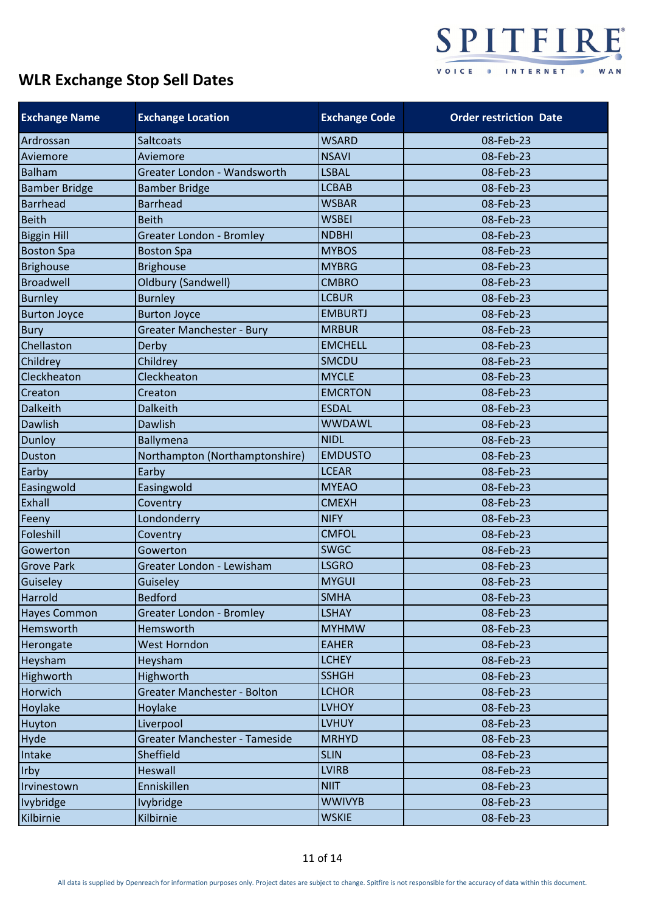## WLR Exchange Stop Sell Dates

| Exchange Name | Exchange Location | Exchange Code | Order restriction Date |
|---|---|---|---|
| Ardrossan | Saltcoats | WSARD | 08-Feb-23 |
| Aviemore | Aviemore | NSAVI | 08-Feb-23 |
| Balham | Greater London - Wandsworth | LSBAL | 08-Feb-23 |
| Bamber Bridge | Bamber Bridge | LCBAB | 08-Feb-23 |
| Barrhead | Barrhead | WSBAR | 08-Feb-23 |
| Beith | Beith | WSBEI | 08-Feb-23 |
| Biggin Hill | Greater London - Bromley | NDBHI | 08-Feb-23 |
| Boston Spa | Boston Spa | MYBOS | 08-Feb-23 |
| Brighouse | Brighouse | MYBRG | 08-Feb-23 |
| Broadwell | Oldbury (Sandwell) | CMBRO | 08-Feb-23 |
| Burnley | Burnley | LCBUR | 08-Feb-23 |
| Burton Joyce | Burton Joyce | EMBURTJ | 08-Feb-23 |
| Bury | Greater Manchester - Bury | MRBUR | 08-Feb-23 |
| Chellaston | Derby | EMCHELL | 08-Feb-23 |
| Childrey | Childrey | SMCDU | 08-Feb-23 |
| Cleckheaton | Cleckheaton | MYCLE | 08-Feb-23 |
| Creaton | Creaton | EMCRTON | 08-Feb-23 |
| Dalkeith | Dalkeith | ESDAL | 08-Feb-23 |
| Dawlish | Dawlish | WWDAWL | 08-Feb-23 |
| Dunloy | Ballymena | NIDL | 08-Feb-23 |
| Duston | Northampton (Northamptonshire) | EMDUSTO | 08-Feb-23 |
| Earby | Earby | LCEAR | 08-Feb-23 |
| Easingwold | Easingwold | MYEAO | 08-Feb-23 |
| Exhall | Coventry | CMEXH | 08-Feb-23 |
| Feeny | Londonderry | NIFY | 08-Feb-23 |
| Foleshill | Coventry | CMFOL | 08-Feb-23 |
| Gowerton | Gowerton | SWGC | 08-Feb-23 |
| Grove Park | Greater London - Lewisham | LSGRO | 08-Feb-23 |
| Guiseley | Guiseley | MYGUI | 08-Feb-23 |
| Harrold | Bedford | SMHA | 08-Feb-23 |
| Hayes Common | Greater London - Bromley | LSHAY | 08-Feb-23 |
| Hemsworth | Hemsworth | MYHMW | 08-Feb-23 |
| Herongate | West Horndon | EAHER | 08-Feb-23 |
| Heysham | Heysham | LCHEY | 08-Feb-23 |
| Highworth | Highworth | SSHGH | 08-Feb-23 |
| Horwich | Greater Manchester - Bolton | LCHOR | 08-Feb-23 |
| Hoylake | Hoylake | LVHOY | 08-Feb-23 |
| Huyton | Liverpool | LVHUY | 08-Feb-23 |
| Hyde | Greater Manchester - Tameside | MRHYD | 08-Feb-23 |
| Intake | Sheffield | SLIN | 08-Feb-23 |
| Irby | Heswall | LVIRB | 08-Feb-23 |
| Irvinestown | Enniskillen | NIIT | 08-Feb-23 |
| Ivybridge | Ivybridge | WWIVYB | 08-Feb-23 |
| Kilbirnie | Kilbirnie | WSKIE | 08-Feb-23 |

All data is supplied by Openreach for information purposes only. Project dates are subject to change. Spitfire is not responsible for the accuracy of data within this document.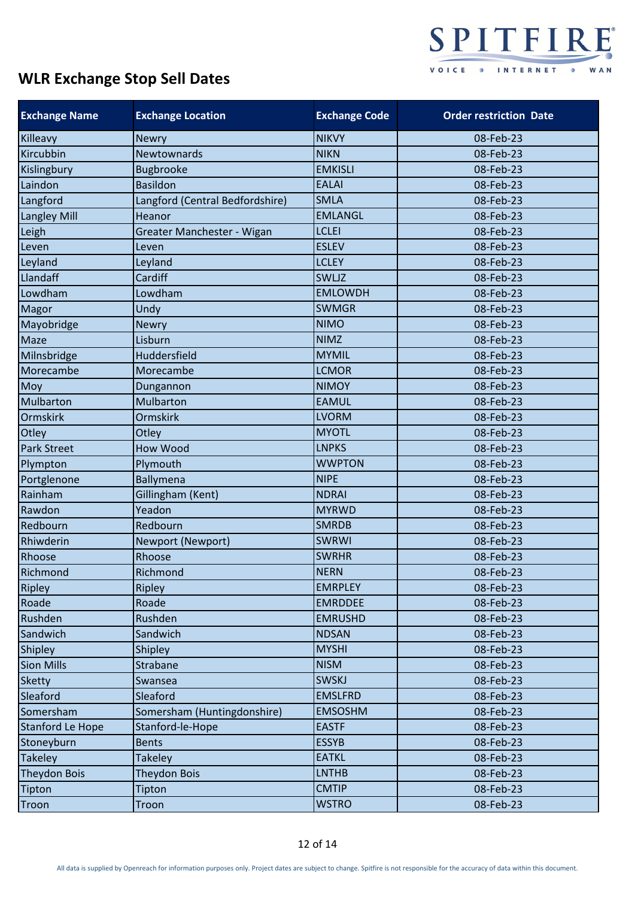# WLR Exchange Stop Sell Dates

| Exchange Name | Exchange Location | Exchange Code | Order restriction Date |
|---|---|---|---|
| Killeavy | Newry | NIKVY | 08-Feb-23 |
| Kircubbin | Newtownards | NIKN | 08-Feb-23 |
| Kislingbury | Bugbrooke | EMKISLI | 08-Feb-23 |
| Laindon | Basildon | EALAI | 08-Feb-23 |
| Langford | Langford (Central Bedfordshire) | SMLA | 08-Feb-23 |
| Langley Mill | Heanor | EMLANGL | 08-Feb-23 |
| Leigh | Greater Manchester - Wigan | LCLEI | 08-Feb-23 |
| Leven | Leven | ESLEV | 08-Feb-23 |
| Leyland | Leyland | LCLEY | 08-Feb-23 |
| Llandaff | Cardiff | SWLJZ | 08-Feb-23 |
| Lowdham | Lowdham | EMLOWDH | 08-Feb-23 |
| Magor | Undy | SWMGR | 08-Feb-23 |
| Mayobridge | Newry | NIMO | 08-Feb-23 |
| Maze | Lisburn | NIMZ | 08-Feb-23 |
| Milnsbridge | Huddersfield | MYMIL | 08-Feb-23 |
| Morecambe | Morecambe | LCMOR | 08-Feb-23 |
| Moy | Dungannon | NIMOY | 08-Feb-23 |
| Mulbarton | Mulbarton | EAMUL | 08-Feb-23 |
| Ormskirk | Ormskirk | LVORM | 08-Feb-23 |
| Otley | Otley | MYOTL | 08-Feb-23 |
| Park Street | How Wood | LNPKS | 08-Feb-23 |
| Plympton | Plymouth | WWPTON | 08-Feb-23 |
| Portglenone | Ballymena | NIPE | 08-Feb-23 |
| Rainham | Gillingham (Kent) | NDRAI | 08-Feb-23 |
| Rawdon | Yeadon | MYRWD | 08-Feb-23 |
| Redbourn | Redbourn | SMRDB | 08-Feb-23 |
| Rhiwderin | Newport (Newport) | SWRWI | 08-Feb-23 |
| Rhoose | Rhoose | SWRHR | 08-Feb-23 |
| Richmond | Richmond | NERN | 08-Feb-23 |
| Ripley | Ripley | EMRPLEY | 08-Feb-23 |
| Roade | Roade | EMRDDEE | 08-Feb-23 |
| Rushden | Rushden | EMRUSHD | 08-Feb-23 |
| Sandwich | Sandwich | NDSAN | 08-Feb-23 |
| Shipley | Shipley | MYSHI | 08-Feb-23 |
| Sion Mills | Strabane | NISM | 08-Feb-23 |
| Sketty | Swansea | SWSKJ | 08-Feb-23 |
| Sleaford | Sleaford | EMSLFRD | 08-Feb-23 |
| Somersham | Somersham (Huntingdonshire) | EMSOSHM | 08-Feb-23 |
| Stanford Le Hope | Stanford-le-Hope | EASTF | 08-Feb-23 |
| Stoneyburn | Bents | ESSYB | 08-Feb-23 |
| Takeley | Takeley | EATKL | 08-Feb-23 |
| Theydon Bois | Theydon Bois | LNTHB | 08-Feb-23 |
| Tipton | Tipton | CMTIP | 08-Feb-23 |
| Troon | Troon | WSTRO | 08-Feb-23 |

All data is supplied by Openreach for information purposes only. Project dates are subject to change. Spitfire is not responsible for the accuracy of data within this document.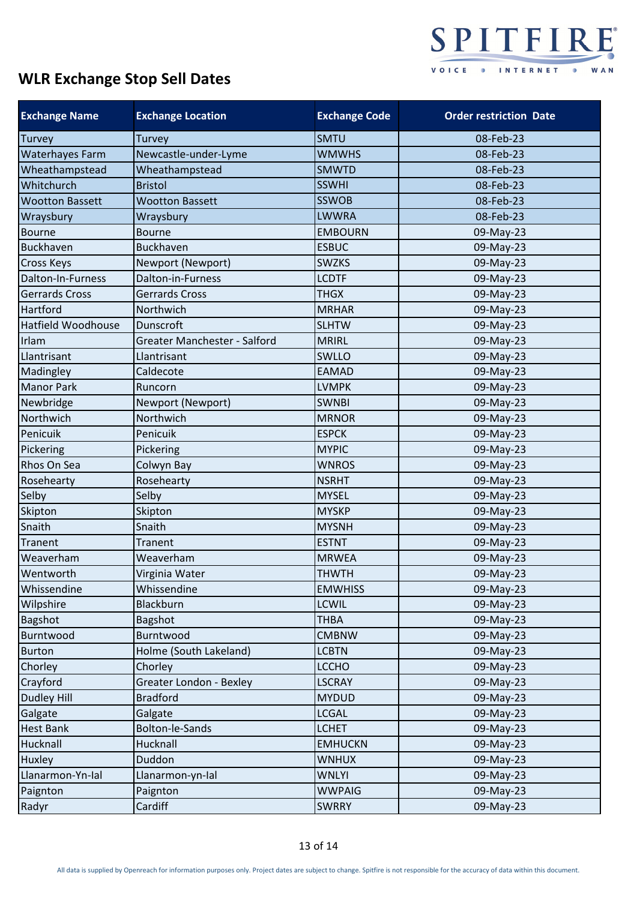## WLR Exchange Stop Sell Dates

| Exchange Name | Exchange Location | Exchange Code | Order restriction Date |
|---|---|---|---|
| Turvey | Turvey | SMTU | 08-Feb-23 |
| Waterhayes Farm | Newcastle-under-Lyme | WMWHS | 08-Feb-23 |
| Wheathampstead | Wheathampstead | SMWTD | 08-Feb-23 |
| Whitchurch | Bristol | SSWHI | 08-Feb-23 |
| Wootton Bassett | Wootton Bassett | SSWOB | 08-Feb-23 |
| Wraysbury | Wraysbury | LWWRA | 08-Feb-23 |
| Bourne | Bourne | EMBOURN | 09-May-23 |
| Buckhaven | Buckhaven | ESBUC | 09-May-23 |
| Cross Keys | Newport (Newport) | SWZKS | 09-May-23 |
| Dalton-In-Furness | Dalton-in-Furness | LCDTF | 09-May-23 |
| Gerrards Cross | Gerrards Cross | THGX | 09-May-23 |
| Hartford | Northwich | MRHAR | 09-May-23 |
| Hatfield Woodhouse | Dunscroft | SLHTW | 09-May-23 |
| Irlam | Greater Manchester - Salford | MRIRL | 09-May-23 |
| Llantrisant | Llantrisant | SWLLO | 09-May-23 |
| Madingley | Caldecote | EAMAD | 09-May-23 |
| Manor Park | Runcorn | LVMPK | 09-May-23 |
| Newbridge | Newport (Newport) | SWNBI | 09-May-23 |
| Northwich | Northwich | MRNOR | 09-May-23 |
| Penicuik | Penicuik | ESPCK | 09-May-23 |
| Pickering | Pickering | MYPIC | 09-May-23 |
| Rhos On Sea | Colwyn Bay | WNROS | 09-May-23 |
| Rosehearty | Rosehearty | NSRHT | 09-May-23 |
| Selby | Selby | MYSEL | 09-May-23 |
| Skipton | Skipton | MYSKP | 09-May-23 |
| Snaith | Snaith | MYSNH | 09-May-23 |
| Tranent | Tranent | ESTNT | 09-May-23 |
| Weaverham | Weaverham | MRWEA | 09-May-23 |
| Wentworth | Virginia Water | THWTH | 09-May-23 |
| Whissendine | Whissendine | EMWHISS | 09-May-23 |
| Wilpshire | Blackburn | LCWIL | 09-May-23 |
| Bagshot | Bagshot | THBA | 09-May-23 |
| Burntwood | Burntwood | CMBNW | 09-May-23 |
| Burton | Holme (South Lakeland) | LCBTN | 09-May-23 |
| Chorley | Chorley | LCCHO | 09-May-23 |
| Crayford | Greater London - Bexley | LSCRAY | 09-May-23 |
| Dudley Hill | Bradford | MYDUD | 09-May-23 |
| Galgate | Galgate | LCGAL | 09-May-23 |
| Hest Bank | Bolton-le-Sands | LCHET | 09-May-23 |
| Hucknall | Hucknall | EMHUCKN | 09-May-23 |
| Huxley | Duddon | WNHUX | 09-May-23 |
| Llanarmon-Yn-Ial | Llanarmon-yn-Ial | WNLYI | 09-May-23 |
| Paignton | Paignton | WWPAIG | 09-May-23 |
| Radyr | Cardiff | SWRRY | 09-May-23 |

All data is supplied by Openreach for information purposes only. Project dates are subject to change. Spitfire is not responsible for the accuracy of data within this document.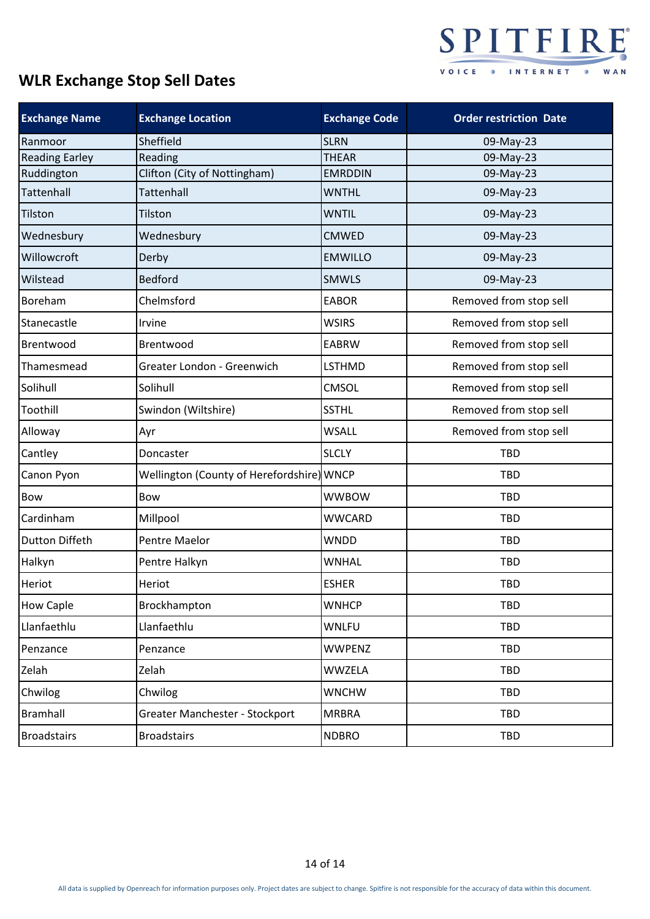## WLR Exchange Stop Sell Dates

| Exchange Name | Exchange Location | Exchange Code | Order restriction Date |
|---|---|---|---|
| Ranmoor | Sheffield | SLRN | 09-May-23 |
| Reading Earley | Reading | THEAR | 09-May-23 |
| Ruddington | Clifton (City of Nottingham) | EMRDDIN | 09-May-23 |
| Tattenhall | Tattenhall | WNTHL | 09-May-23 |
| Tilston | Tilston | WNTIL | 09-May-23 |
| Wednesbury | Wednesbury | CMWED | 09-May-23 |
| Willowcroft | Derby | EMWILLO | 09-May-23 |
| Wilstead | Bedford | SMWLS | 09-May-23 |
| Boreham | Chelmsford | EABOR | Removed from stop sell |
| Stanecastle | Irvine | WSIRS | Removed from stop sell |
| Brentwood | Brentwood | EABRW | Removed from stop sell |
| Thamesmead | Greater London - Greenwich | LSTHMD | Removed from stop sell |
| Solihull | Solihull | CMSOL | Removed from stop sell |
| Toothill | Swindon (Wiltshire) | SSTHL | Removed from stop sell |
| Alloway | Ayr | WSALL | Removed from stop sell |
| Cantley | Doncaster | SLCLY | TBD |
| Canon Pyon | Wellington (County of Herefordshire) | WNCP | TBD |
| Bow | Bow | WWBOW | TBD |
| Cardinham | Millpool | WWCARD | TBD |
| Dutton Diffeth | Pentre Maelor | WNDD | TBD |
| Halkyn | Pentre Halkyn | WNHAL | TBD |
| Heriot | Heriot | ESHER | TBD |
| How Caple | Brockhampton | WNHCP | TBD |
| Llanfaethlu | Llanfaethlu | WNLFU | TBD |
| Penzance | Penzance | WWPENZ | TBD |
| Zelah | Zelah | WWZELA | TBD |
| Chwilog | Chwilog | WNCHW | TBD |
| Bramhall | Greater Manchester - Stockport | MRBRA | TBD |
| Broadstairs | Broadstairs | NDBRO | TBD |

All data is supplied by Openreach for information purposes only. Project dates are subject to change. Spitfire is not responsible for the accuracy of data within this document.